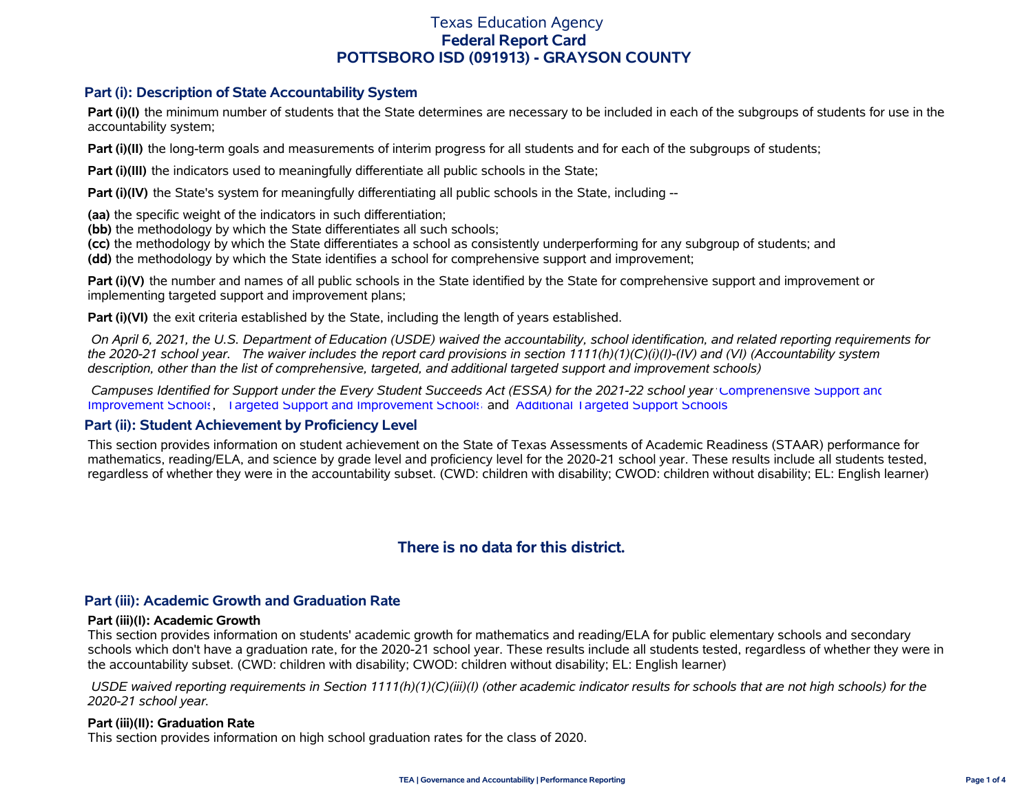# Texas Education Agency
## Federal Report Card
## POTTSBORO ISD (091913) - GRAYSON COUNTY

### Part (i): Description of State Accountability System

**Part (i)(I)** the minimum number of students that the State determines are necessary to be included in each of the subgroups of students for use in the accountability system;

**Part (i)(II)** the long-term goals and measurements of interim progress for all students and for each of the subgroups of students;

**Part (i)(III)** the indicators used to meaningfully differentiate all public schools in the State;

**Part (i)(IV)** the State's system for meaningfully differentiating all public schools in the State, including --

**(aa)** the specific weight of the indicators in such differentiation;
**(bb)** the methodology by which the State differentiates all such schools;
**(cc)** the methodology by which the State differentiates a school as consistently underperforming for any subgroup of students; and
**(dd)** the methodology by which the State identifies a school for comprehensive support and improvement;

**Part (i)(V)** the number and names of all public schools in the State identified by the State for comprehensive support and improvement or implementing targeted support and improvement plans;

**Part (i)(VI)** the exit criteria established by the State, including the length of years established.

*On April 6, 2021, the U.S. Department of Education (USDE) waived the accountability, school identification, and related reporting requirements for the 2020-21 school year. The waiver includes the report card provisions in section 1111(h)(1)(C)(i)(I)-(IV) and (VI) (Accountability system description, other than the list of comprehensive, targeted, and additional targeted support and improvement schools)*

*Campuses Identified for Support under the Every Student Succeeds Act (ESSA) for the 2021-22 school year:* Comprehensive Support and Improvement Schools, Targeted Support and Improvement Schools, and Additional Targeted Support Schools

### Part (ii): Student Achievement by Proficiency Level

This section provides information on student achievement on the State of Texas Assessments of Academic Readiness (STAAR) performance for mathematics, reading/ELA, and science by grade level and proficiency level for the 2020-21 school year. These results include all students tested, regardless of whether they were in the accountability subset. (CWD: children with disability; CWOD: children without disability; EL: English learner)

**There is no data for this district.**

### Part (iii): Academic Growth and Graduation Rate

#### Part (iii)(I): Academic Growth

This section provides information on students' academic growth for mathematics and reading/ELA for public elementary schools and secondary schools which don't have a graduation rate, for the 2020-21 school year. These results include all students tested, regardless of whether they were in the accountability subset. (CWD: children with disability; CWOD: children without disability; EL: English learner)

*USDE waived reporting requirements in Section 1111(h)(1)(C)(iii)(I) (other academic indicator results for schools that are not high schools) for the 2020-21 school year.*

#### Part (iii)(II): Graduation Rate

This section provides information on high school graduation rates for the class of 2020.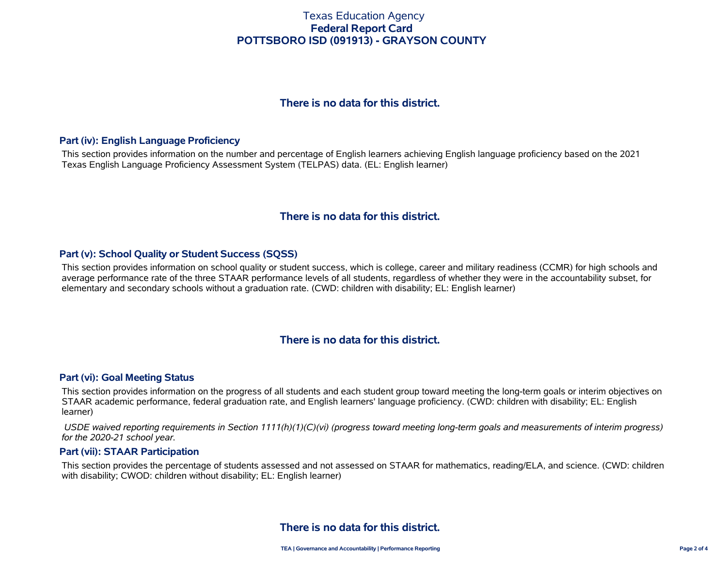**There is no data for this district.**

## Part (iv): English Language Proficiency

This section provides information on the number and percentage of English learners achieving English language proficiency based on the 2021 Texas English Language Proficiency Assessment System (TELPAS) data. (EL: English learner)

**There is no data for this district.**

## Part (v): School Quality or Student Success (SQSS)

This section provides information on school quality or student success, which is college, career and military readiness (CCMR) for high schools and average performance rate of the three STAAR performance levels of all students, regardless of whether they were in the accountability subset, for elementary and secondary schools without a graduation rate. (CWD: children with disability; EL: English learner)

**There is no data for this district.**

## Part (vi): Goal Meeting Status

This section provides information on the progress of all students and each student group toward meeting the long-term goals or interim objectives on STAAR academic performance, federal graduation rate, and English learners' language proficiency. (CWD: children with disability; EL: English learner)

*USDE waived reporting requirements in Section 1111(h)(1)(C)(vi) (progress toward meeting long-term goals and measurements of interim progress) for the 2020-21 school year.*

## Part (vii): STAAR Participation

This section provides the percentage of students assessed and not assessed on STAAR for mathematics, reading/ELA, and science. (CWD: children with disability; CWOD: children without disability; EL: English learner)

**There is no data for this district.**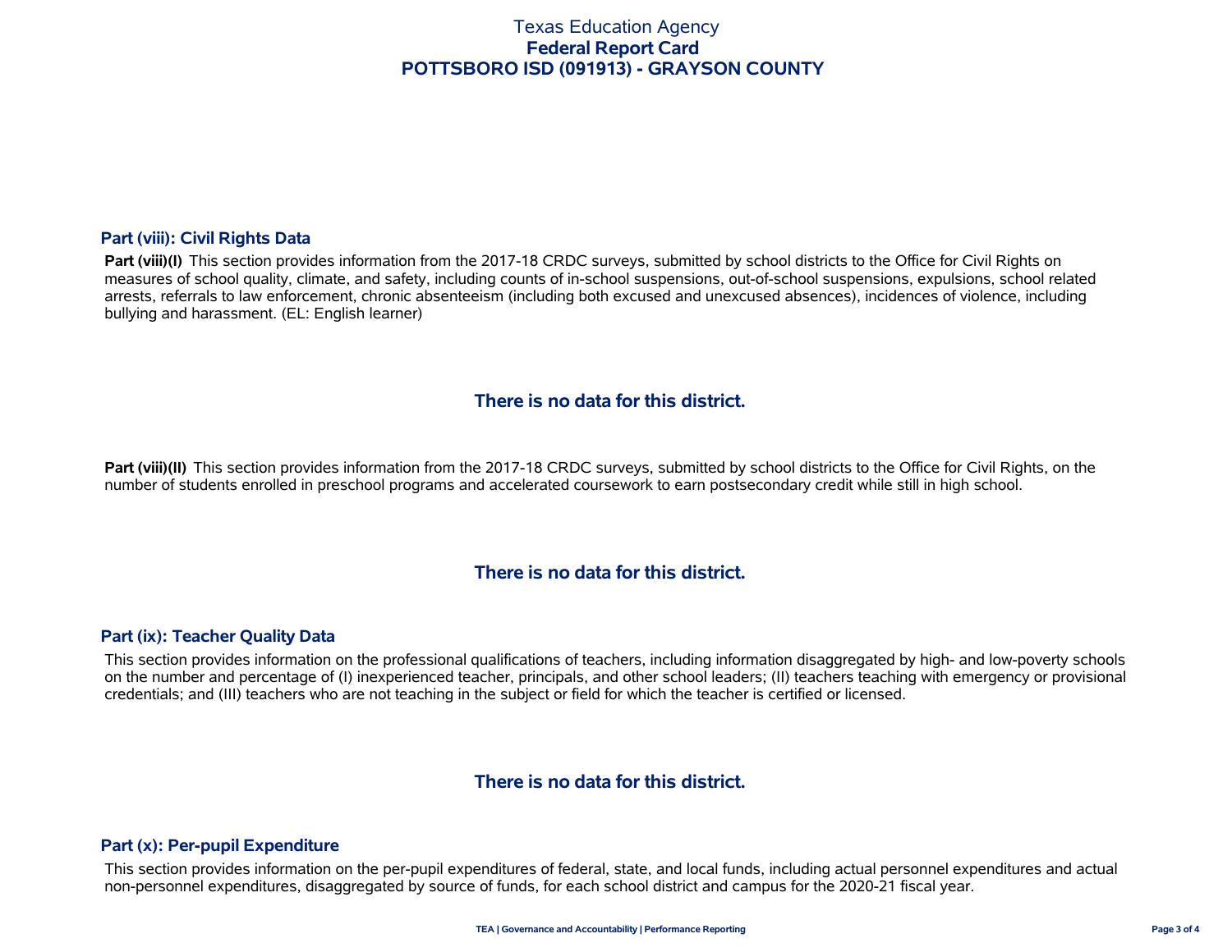## Part (viii): Civil Rights Data

**Part (viii)(I)** This section provides information from the 2017-18 CRDC surveys, submitted by school districts to the Office for Civil Rights on measures of school quality, climate, and safety, including counts of in-school suspensions, out-of-school suspensions, expulsions, school related arrests, referrals to law enforcement, chronic absenteeism (including both excused and unexcused absences), incidences of violence, including bullying and harassment. (EL: English learner)

### There is no data for this district.

**Part (viii)(II)** This section provides information from the 2017-18 CRDC surveys, submitted by school districts to the Office for Civil Rights, on the number of students enrolled in preschool programs and accelerated coursework to earn postsecondary credit while still in high school.

### There is no data for this district.

## Part (ix): Teacher Quality Data

This section provides information on the professional qualifications of teachers, including information disaggregated by high- and low-poverty schools on the number and percentage of (I) inexperienced teacher, principals, and other school leaders; (II) teachers teaching with emergency or provisional credentials; and (III) teachers who are not teaching in the subject or field for which the teacher is certified or licensed.

### There is no data for this district.

## Part (x): Per-pupil Expenditure

This section provides information on the per-pupil expenditures of federal, state, and local funds, including actual personnel expenditures and actual non-personnel expenditures, disaggregated by source of funds, for each school district and campus for the 2020-21 fiscal year.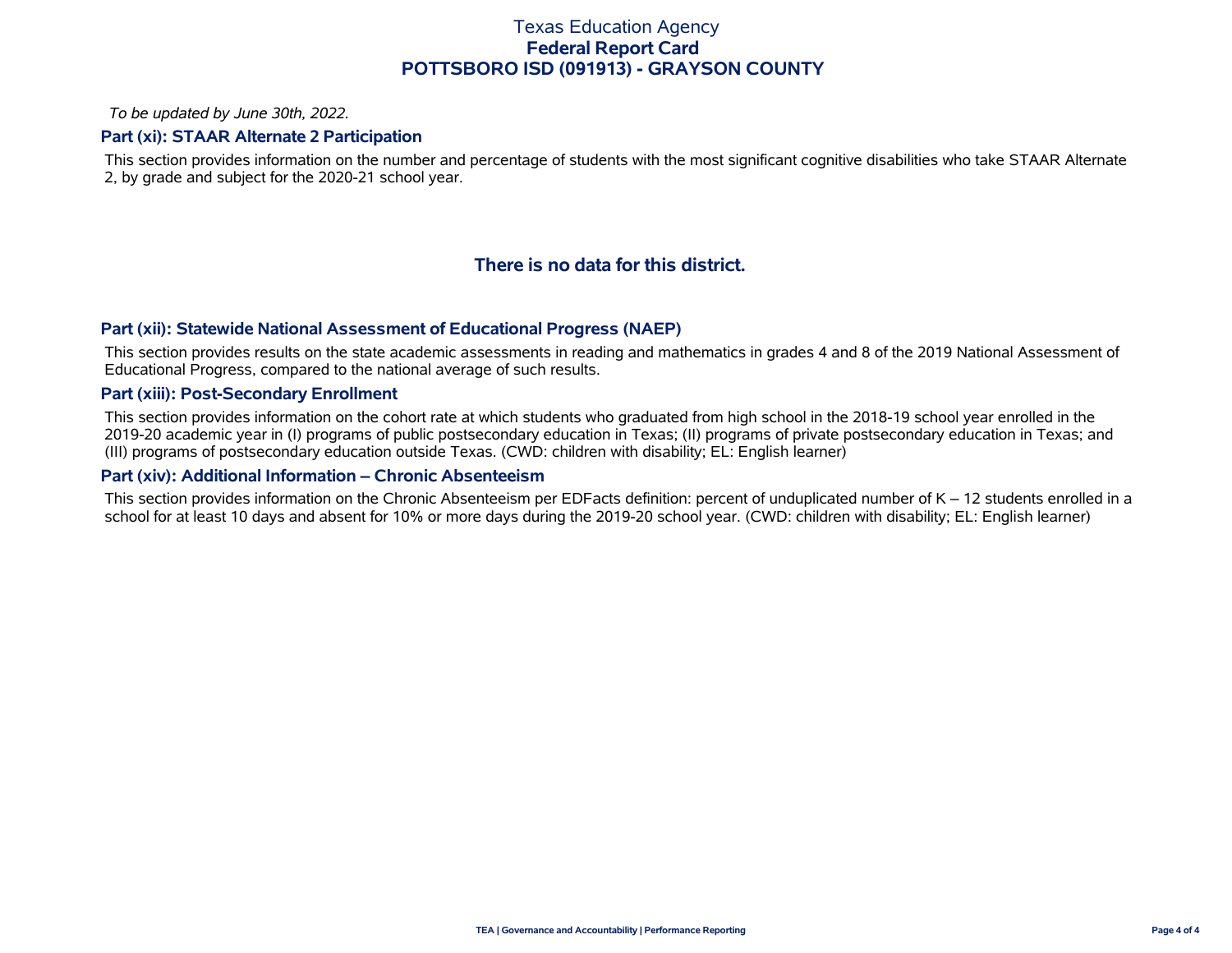*To be updated by June 30th, 2022.*

### Part (xi): STAAR Alternate 2 Participation

This section provides information on the number and percentage of students with the most significant cognitive disabilities who take STAAR Alternate 2, by grade and subject for the 2020-21 school year.

**There is no data for this district.**

### Part (xii): Statewide National Assessment of Educational Progress (NAEP)

This section provides results on the state academic assessments in reading and mathematics in grades 4 and 8 of the 2019 National Assessment of Educational Progress, compared to the national average of such results.

### Part (xiii): Post-Secondary Enrollment

This section provides information on the cohort rate at which students who graduated from high school in the 2018-19 school year enrolled in the 2019-20 academic year in (I) programs of public postsecondary education in Texas; (II) programs of private postsecondary education in Texas; and (III) programs of postsecondary education outside Texas. (CWD: children with disability; EL: English learner)

### Part (xiv): Additional Information – Chronic Absenteeism

This section provides information on the Chronic Absenteeism per EDFacts definition: percent of unduplicated number of K – 12 students enrolled in a school for at least 10 days and absent for 10% or more days during the 2019-20 school year. (CWD: children with disability; EL: English learner)